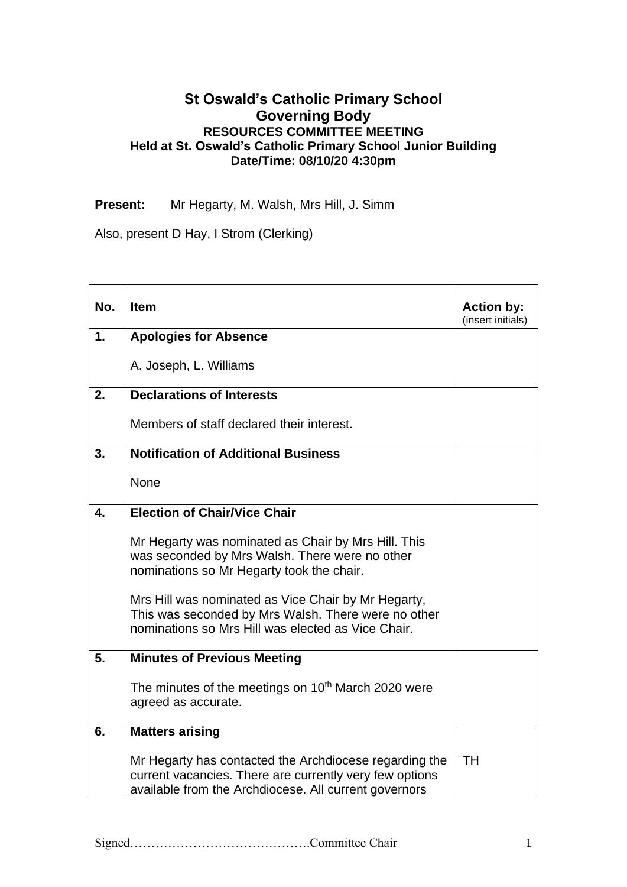# St Oswald's Catholic Primary School
## Governing Body
### RESOURCES COMMITTEE MEETING
### Held at St. Oswald's Catholic Primary School Junior Building
### Date/Time: 08/10/20 4:30pm

**Present:** Mr Hegarty, M. Walsh, Mrs Hill, J. Simm

Also, present D Hay, I Strom (Clerking)

| No. | Item | Action by: (insert initials) |
|---|---|---|
| 1. | **Apologies for Absence**<br><br>A. Joseph, L. Williams | |
| 2. | **Declarations of Interests**<br><br>Members of staff declared their interest. | |
| 3. | **Notification of Additional Business**<br><br>None | |
| 4. | **Election of Chair/Vice Chair**<br><br>Mr Hegarty was nominated as Chair by Mrs Hill. This was seconded by Mrs Walsh. There were no other nominations so Mr Hegarty took the chair.<br><br>Mrs Hill was nominated as Vice Chair by Mr Hegarty, This was seconded by Mrs Walsh. There were no other nominations so Mrs Hill was elected as Vice Chair. | |
| 5. | **Minutes of Previous Meeting**<br><br>The minutes of the meetings on 10th March 2020 were agreed as accurate. | |
| 6. | **Matters arising**<br><br>Mr Hegarty has contacted the Archdiocese regarding the current vacancies. There are currently very few options available from the Archdiocese. All current governors | TH |

Signed……………………………………Committee Chair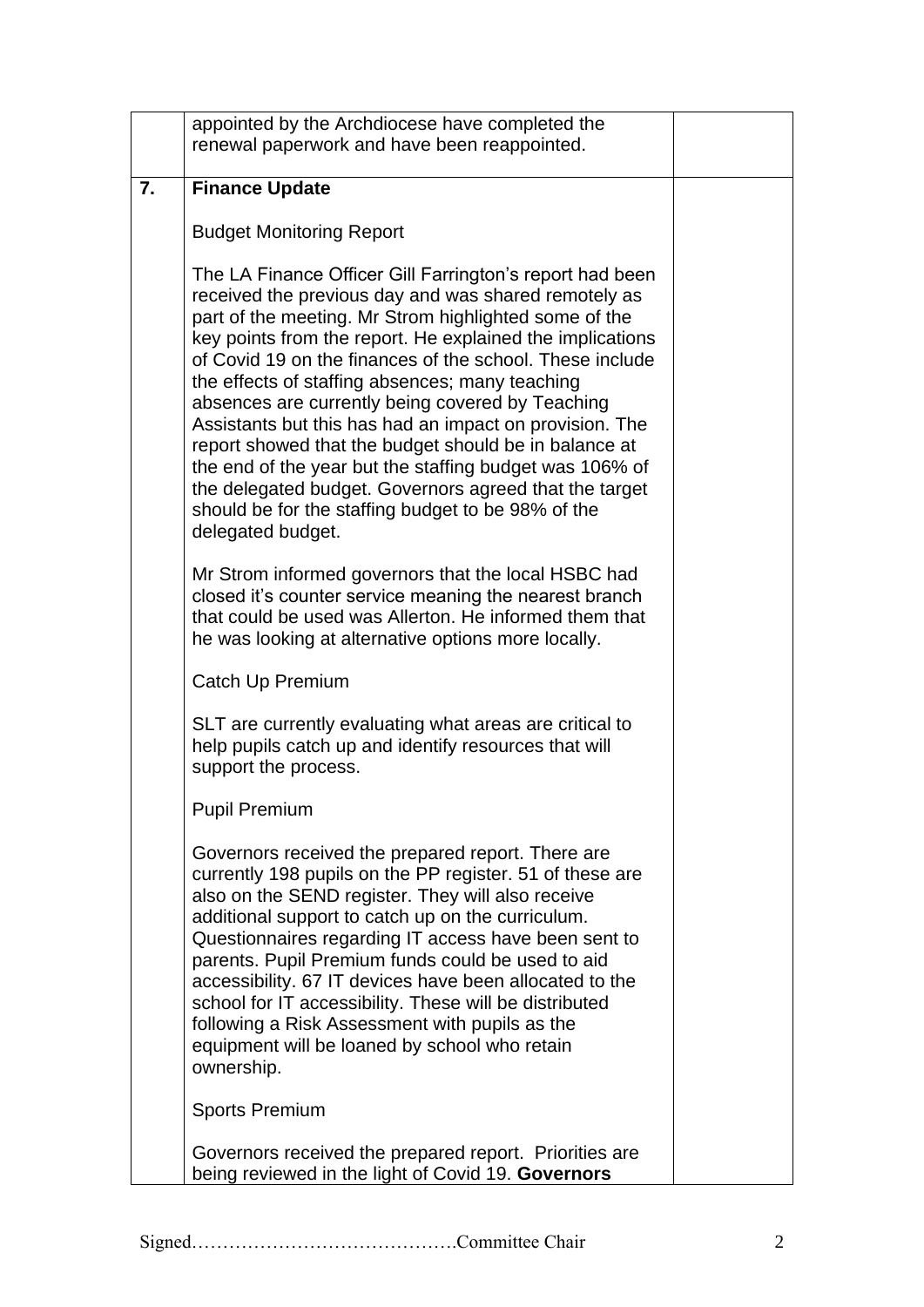| | | |
|---|---|---|
| | appointed by the Archdiocese have completed the renewal paperwork and have been reappointed. | |
| **7.** | **Finance Update**<br><br>Budget Monitoring Report<br><br>The LA Finance Officer Gill Farrington's report had been received the previous day and was shared remotely as part of the meeting. Mr Strom highlighted some of the key points from the report. He explained the implications of Covid 19 on the finances of the school. These include the effects of staffing absences; many teaching absences are currently being covered by Teaching Assistants but this has had an impact on provision. The report showed that the budget should be in balance at the end of the year but the staffing budget was 106% of the delegated budget. Governors agreed that the target should be for the staffing budget to be 98% of the delegated budget.<br><br>Mr Strom informed governors that the local HSBC had closed it's counter service meaning the nearest branch that could be used was Allerton. He informed them that he was looking at alternative options more locally.<br><br>Catch Up Premium<br><br>SLT are currently evaluating what areas are critical to help pupils catch up and identify resources that will support the process.<br><br>Pupil Premium<br><br>Governors received the prepared report. There are currently 198 pupils on the PP register. 51 of these are also on the SEND register. They will also receive additional support to catch up on the curriculum. Questionnaires regarding IT access have been sent to parents. Pupil Premium funds could be used to aid accessibility. 67 IT devices have been allocated to the school for IT accessibility. These will be distributed following a Risk Assessment with pupils as the equipment will be loaned by school who retain ownership.<br><br>Sports Premium<br><br>Governors received the prepared report. Priorities are being reviewed in the light of Covid 19. **Governors** | |

Signed…………………………………….Committee Chair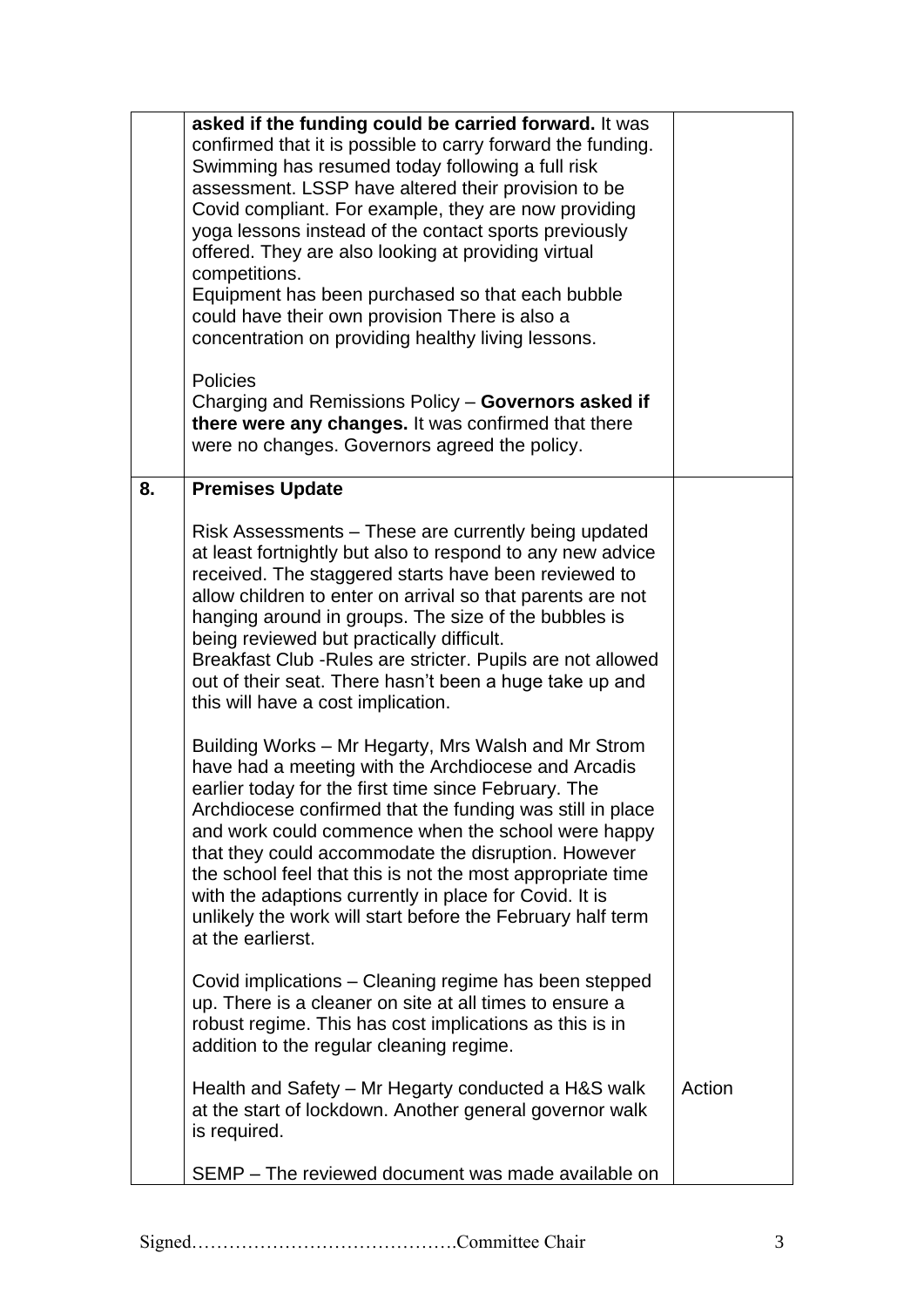| | | |
|---|---|---|
| | **asked if the funding could be carried forward.** It was confirmed that it is possible to carry forward the funding. Swimming has resumed today following a full risk assessment. LSSP have altered their provision to be Covid compliant. For example, they are now providing yoga lessons instead of the contact sports previously offered. They are also looking at providing virtual competitions.<br>Equipment has been purchased so that each bubble could have their own provision There is also a concentration on providing healthy living lessons.<br><br>Policies<br>Charging and Remissions Policy – **Governors asked if there were any changes.** It was confirmed that there were no changes. Governors agreed the policy. | |
| **8.** | **Premises Update**<br><br>Risk Assessments – These are currently being updated at least fortnightly but also to respond to any new advice received. The staggered starts have been reviewed to allow children to enter on arrival so that parents are not hanging around in groups. The size of the bubbles is being reviewed but practically difficult.<br>Breakfast Club -Rules are stricter. Pupils are not allowed out of their seat. There hasn't been a huge take up and this will have a cost implication.<br><br>Building Works – Mr Hegarty, Mrs Walsh and Mr Strom have had a meeting with the Archdiocese and Arcadis earlier today for the first time since February. The Archdiocese confirmed that the funding was still in place and work could commence when the school were happy that they could accommodate the disruption. However the school feel that this is not the most appropriate time with the adaptions currently in place for Covid. It is unlikely the work will start before the February half term at the earlierst.<br><br>Covid implications – Cleaning regime has been stepped up. There is a cleaner on site at all times to ensure a robust regime. This has cost implications as this is in addition to the regular cleaning regime.<br><br>Health and Safety – Mr Hegarty conducted a H&S walk at the start of lockdown. Another general governor walk is required.<br><br>SEMP – The reviewed document was made available on | <br><br><br><br><br><br><br><br><br><br><br><br><br><br><br><br><br><br><br><br><br><br><br><br><br><br>Action |

Signed…………………………………….Committee Chair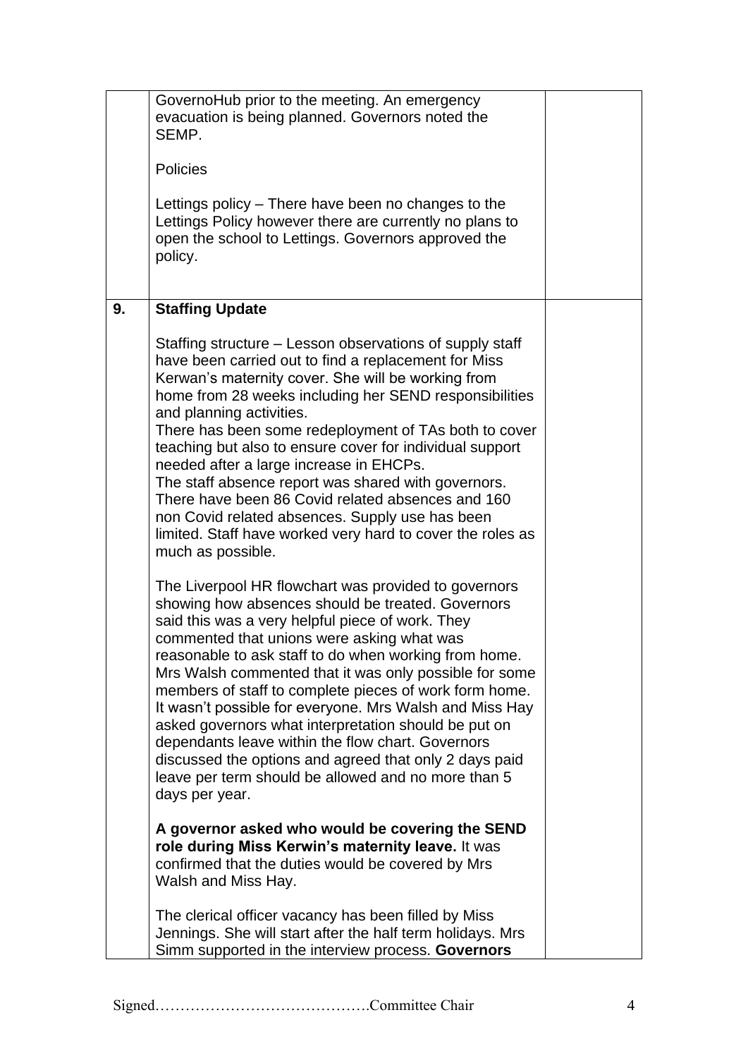| | | |
|---|---|---|
| | GovernoHub prior to the meeting. An emergency evacuation is being planned. Governors noted the SEMP.<br><br>Policies<br><br>Lettings policy – There have been no changes to the Lettings Policy however there are currently no plans to open the school to Lettings. Governors approved the policy. | |
| **9.** | **Staffing Update**<br><br>Staffing structure – Lesson observations of supply staff have been carried out to find a replacement for Miss Kerwan's maternity cover. She will be working from home from 28 weeks including her SEND responsibilities and planning activities.<br>There has been some redeployment of TAs both to cover teaching but also to ensure cover for individual support needed after a large increase in EHCPs.<br>The staff absence report was shared with governors. There have been 86 Covid related absences and 160 non Covid related absences. Supply use has been limited. Staff have worked very hard to cover the roles as much as possible.<br><br>The Liverpool HR flowchart was provided to governors showing how absences should be treated. Governors said this was a very helpful piece of work. They commented that unions were asking what was reasonable to ask staff to do when working from home. Mrs Walsh commented that it was only possible for some members of staff to complete pieces of work form home. It wasn't possible for everyone. Mrs Walsh and Miss Hay asked governors what interpretation should be put on dependants leave within the flow chart. Governors discussed the options and agreed that only 2 days paid leave per term should be allowed and no more than 5 days per year.<br><br>**A governor asked who would be covering the SEND role during Miss Kerwin's maternity leave.** It was confirmed that the duties would be covered by Mrs Walsh and Miss Hay.<br><br>The clerical officer vacancy has been filled by Miss Jennings. She will start after the half term holidays. Mrs Simm supported in the interview process. **Governors** | |

Signed…………………………………….Committee Chair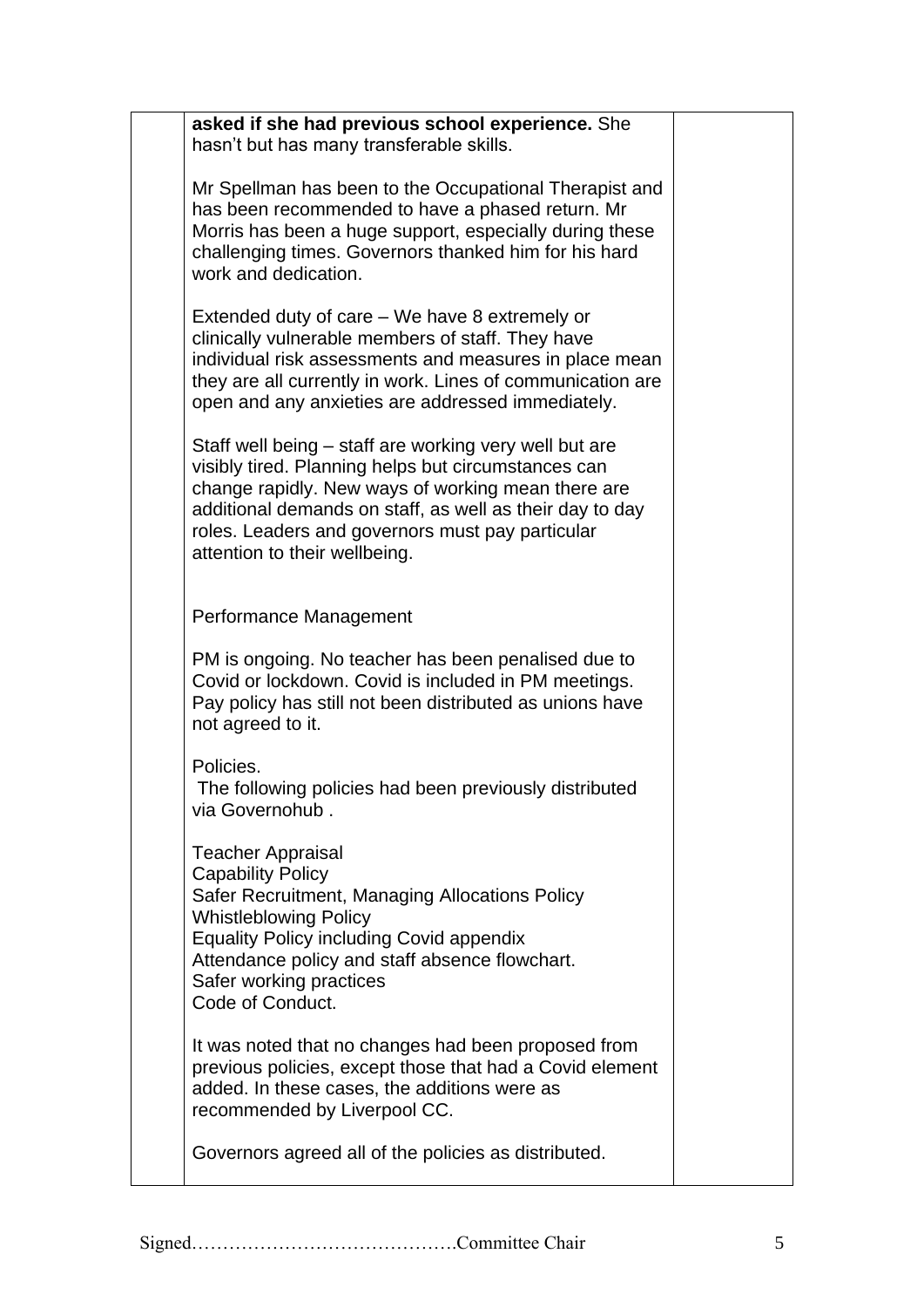**asked if she had previous school experience.** She hasn't but has many transferable skills.

Mr Spellman has been to the Occupational Therapist and has been recommended to have a phased return. Mr Morris has been a huge support, especially during these challenging times. Governors thanked him for his hard work and dedication.

Extended duty of care – We have 8 extremely or clinically vulnerable members of staff. They have individual risk assessments and measures in place mean they are all currently in work. Lines of communication are open and any anxieties are addressed immediately.

Staff well being – staff are working very well but are visibly tired. Planning helps but circumstances can change rapidly. New ways of working mean there are additional demands on staff, as well as their day to day roles. Leaders and governors must pay particular attention to their wellbeing.

Performance Management

PM is ongoing. No teacher has been penalised due to Covid or lockdown. Covid is included in PM meetings. Pay policy has still not been distributed as unions have not agreed to it.

Policies.
The following policies had been previously distributed via Governohub .

Teacher Appraisal
Capability Policy
Safer Recruitment, Managing Allocations Policy
Whistleblowing Policy
Equality Policy including Covid appendix
Attendance policy and staff absence flowchart.
Safer working practices
Code of Conduct.

It was noted that no changes had been proposed from previous policies, except those that had a Covid element added. In these cases, the additions were as recommended by Liverpool CC.

Governors agreed all of the policies as distributed.

Signed…………………………………….Committee Chair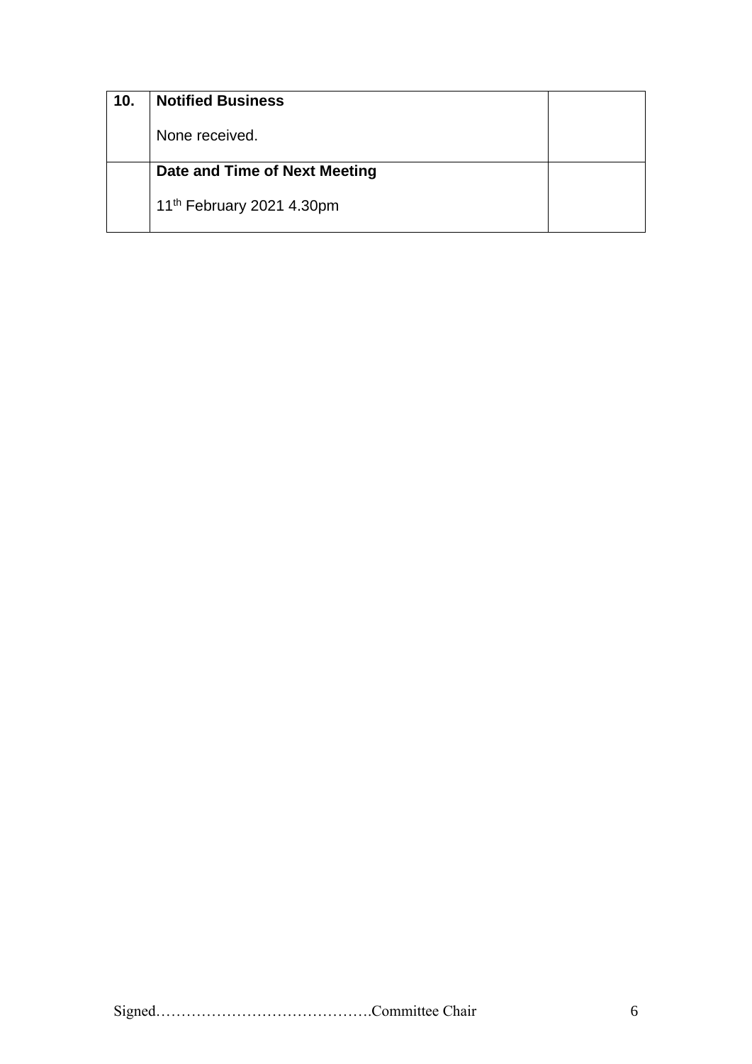| | | |
|---|---|---|
| **10.** | **Notified Business**<br><br>None received. | |
| | **Date and Time of Next Meeting**<br><br>11th February 2021 4.30pm | |

Signed…………………………………….Committee Chair